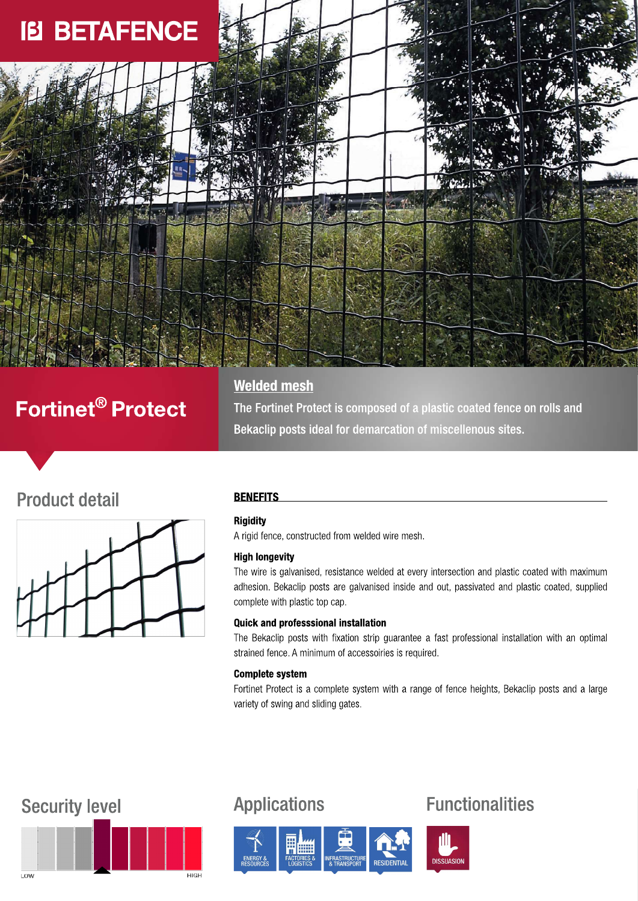# BETAFENCE

# Fortinet® Protect

## Welded mesh

The Fortinet Protect is composed of a plastic coated fence on rolls and Bekaclip posts ideal for demarcation of miscellenous sites.

## Product detail

### BENEFITS

**Rigidity**

A rigid fence, constructed from welded wire mesh.

**High longevity**

The wire is galvanised, resistance welded at every intersection and plastic coated with maximum adhesion. Bekaclip posts are galvanised inside and out, passivated and plastic coated, supplied complete with plastic top cap.

**Quick and professsional installation**

The Bekaclip posts with fixation strip guarantee a fast professional installation with an optimal strained fence. A minimum of accessoiries is required.

**Complete system**

Fortinet Protect is a complete system with a range of fence heights, Bekaclip posts and a large variety of swing and sliding gates.

## Security level

LOW — HIGH

## Applications

- ENERGY & RESOURCES
- FACTORIES & LOGISTICS
- INFRASTRUCTURE & TRANSPORT
- RESIDENTIAL

## Functionalities

- DISSUASION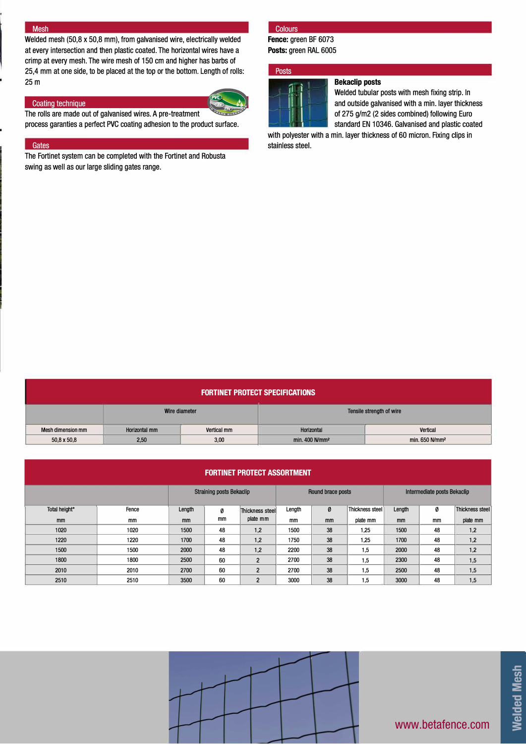## Mesh

Welded mesh (50,8 x 50,8 mm), from galvanised wire, electrically welded at every intersection and then plastic coated. The horizontal wires have a crimp at every mesh. The wire mesh of 150 cm and higher has barbs of 25,4 mm at one side, to be placed at the top or the bottom. Length of rolls: 25 m

## Coating technique

The rolls are made out of galvanised wires. A pre-treatment process garanties a perfect PVC coating adhesion to the product surface.

## Gates

The Fortinet system can be completed with the Fortinet and Robusta swing as well as our large sliding gates range.

## Colours

**Fence:** green BF 6073
**Posts:** green RAL 6005

## Posts

**Bekaclip posts**
Welded tubular posts with mesh fixing strip. In and outside galvanised with a min. layer thickness of 275 g/m2 (2 sides combined) following Euro standard EN 10346. Galvanised and plastic coated with polyester with a min. layer thickness of 60 micron. Fixing clips in stainless steel.

## FORTINET PROTECT SPECIFICATIONS

| | Wire diameter | | Tensile strength of wire | |
|---|---|---|---|---|
| Mesh dimension mm | Horizontal mm | Vertical mm | Horizontal | Vertical |
| 50,8 x 50,8 | 2,50 | 3,00 | min. 400 N/mm² | min. 650 N/mm² |

## FORTINET PROTECT ASSORTMENT

| | | Straining posts Bekaclip | | | Round brace posts | | | Intermediate posts Bekaclip | | |
|---|---|---|---|---|---|---|---|---|---|---|
| Total height* mm | Fence mm | Length mm | Ø mm | Thickness steel plate mm | Length mm | Ø mm | Thickness steel plate mm | Length mm | Ø mm | Thickness steel plate mm |
| 1020 | 1020 | 1500 | 48 | 1,2 | 1500 | 38 | 1,25 | 1500 | 48 | 1,2 |
| 1220 | 1220 | 1700 | 48 | 1,2 | 1750 | 38 | 1,25 | 1700 | 48 | 1,2 |
| 1500 | 1500 | 2000 | 48 | 1,2 | 2200 | 38 | 1,5 | 2000 | 48 | 1,2 |
| 1800 | 1800 | 2500 | 60 | 2 | 2700 | 38 | 1,5 | 2300 | 48 | 1,5 |
| 2010 | 2010 | 2700 | 60 | 2 | 2700 | 38 | 1,5 | 2500 | 48 | 1,5 |
| 2510 | 2510 | 3500 | 60 | 2 | 3000 | 38 | 1,5 | 3000 | 48 | 1,5 |

www.betafence.com

Welded Mesh